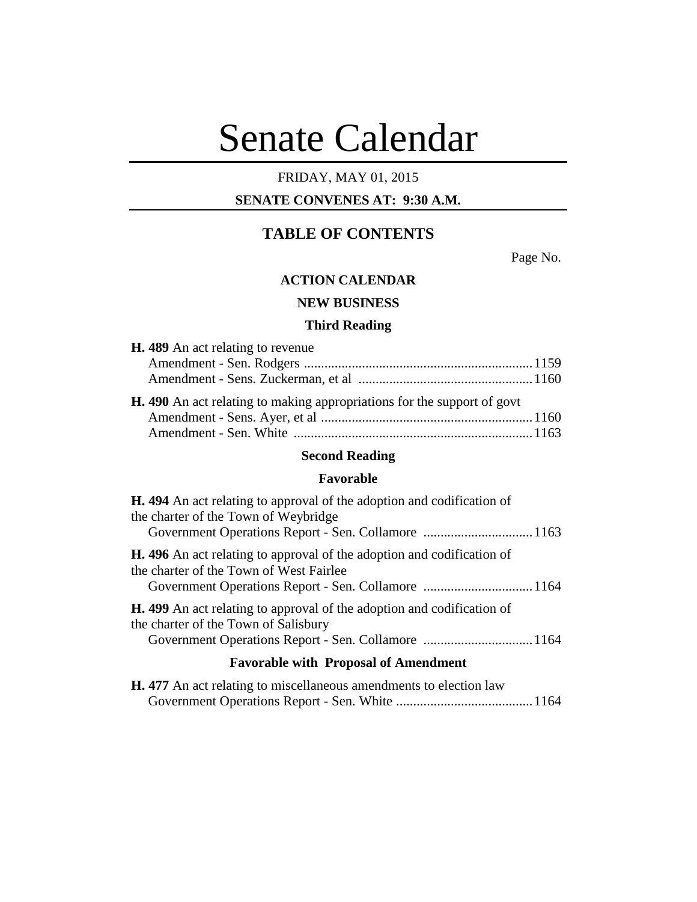# Senate Calendar

FRIDAY, MAY 01, 2015

**SENATE CONVENES AT: 9:30 A.M.**

## TABLE OF CONTENTS

Page No.

### ACTION CALENDAR

### NEW BUSINESS

### Third Reading

**H. 489** An act relating to revenue
Amendment - Sen. Rodgers ...................................................................1159
Amendment - Sens. Zuckerman, et al ...................................................1160

**H. 490** An act relating to making appropriations for the support of govt
Amendment - Sens. Ayer, et al ..............................................................1160
Amendment - Sen. White ......................................................................1163

### Second Reading

### Favorable

**H. 494** An act relating to approval of the adoption and codification of the charter of the Town of Weybridge
Government Operations Report - Sen. Collamore ................................1163

**H. 496** An act relating to approval of the adoption and codification of the charter of the Town of West Fairlee
Government Operations Report - Sen. Collamore ................................1164

**H. 499** An act relating to approval of the adoption and codification of the charter of the Town of Salisbury
Government Operations Report - Sen. Collamore ................................1164

### Favorable with Proposal of Amendment

**H. 477** An act relating to miscellaneous amendments to election law
Government Operations Report - Sen. White ........................................1164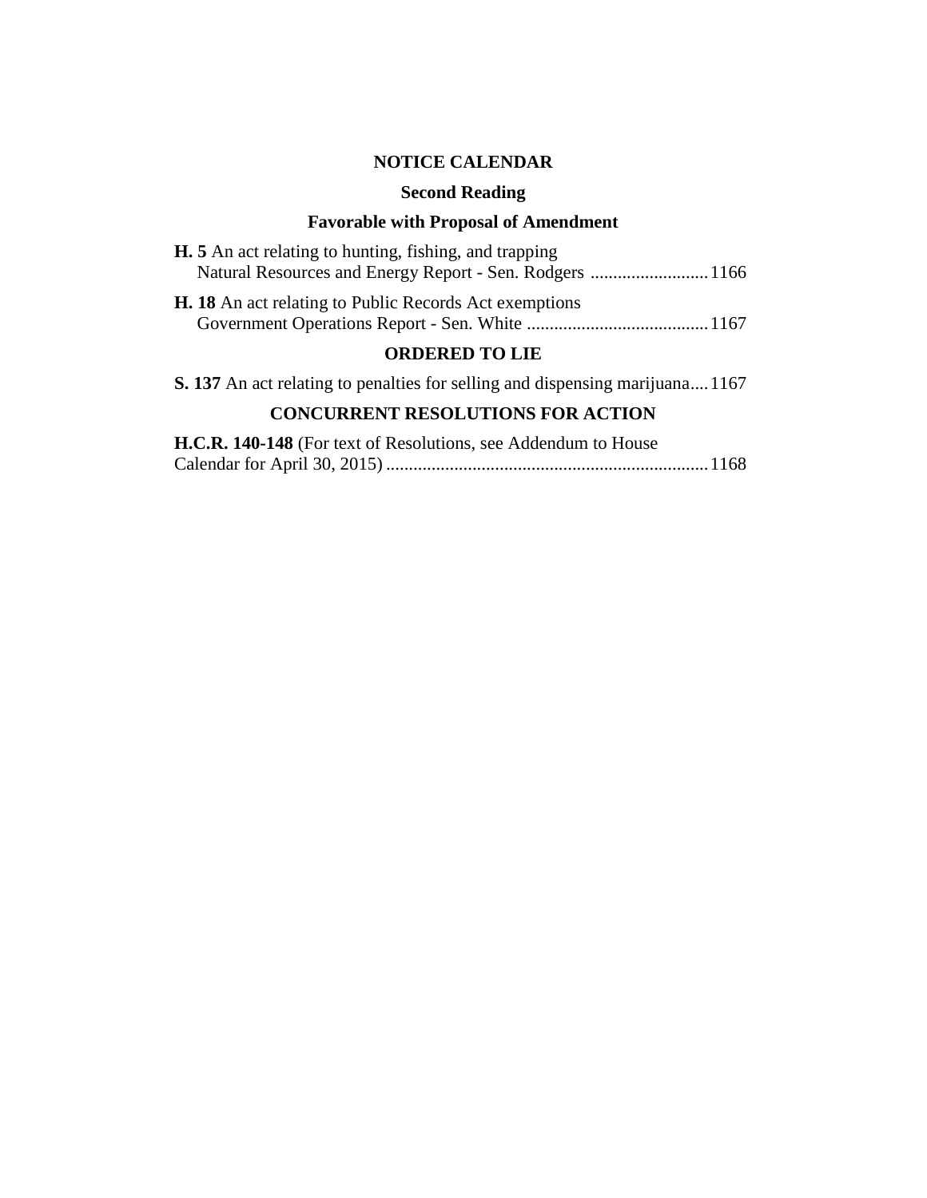## NOTICE CALENDAR

### Second Reading

### Favorable with Proposal of Amendment

**H. 5** An act relating to hunting, fishing, and trapping
Natural Resources and Energy Report - Sen. Rodgers .......................... 1166

**H. 18** An act relating to Public Records Act exemptions
Government Operations Report - Sen. White ........................................ 1167

### ORDERED TO LIE

**S. 137** An act relating to penalties for selling and dispensing marijuana.... 1167

### CONCURRENT RESOLUTIONS FOR ACTION

**H.C.R. 140-148** (For text of Resolutions, see Addendum to House Calendar for April 30, 2015) ....................................................................... 1168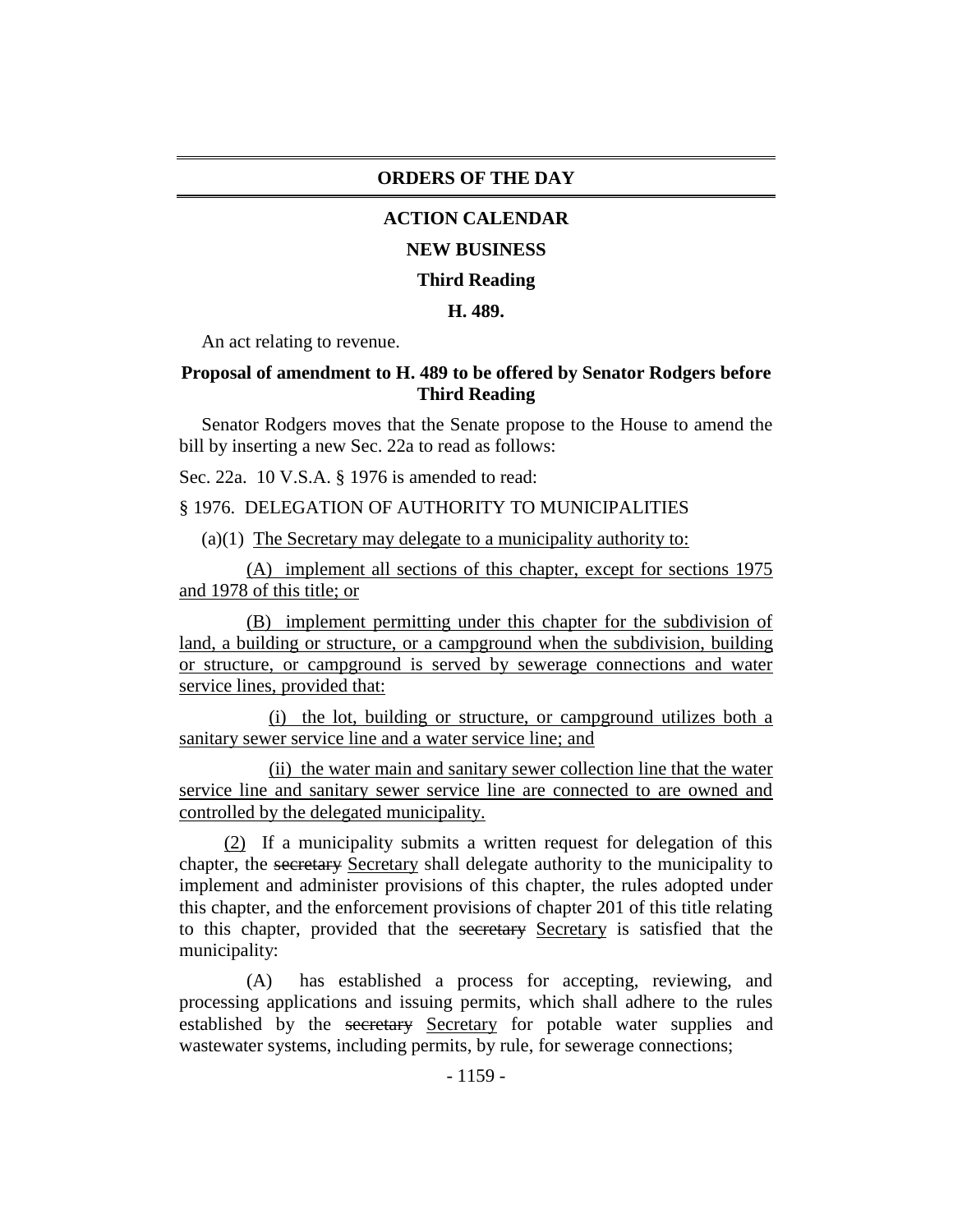## ORDERS OF THE DAY

### ACTION CALENDAR

### NEW BUSINESS

### Third Reading

### H. 489.

An act relating to revenue.

**Proposal of amendment to H. 489 to be offered by Senator Rodgers before Third Reading**

Senator Rodgers moves that the Senate propose to the House to amend the bill by inserting a new Sec. 22a to read as follows:

Sec. 22a. 10 V.S.A. § 1976 is amended to read:

§ 1976. DELEGATION OF AUTHORITY TO MUNICIPALITIES

(a)(1) <u>The Secretary may delegate to a municipality authority to:</u>

(A) <u>implement all sections of this chapter, except for sections 1975 and 1978 of this title; or</u>

(B) <u>implement permitting under this chapter for the subdivision of land, a building or structure, or a campground when the subdivision, building or structure, or campground is served by sewerage connections and water service lines, provided that:</u>

(i) <u>the lot, building or structure, or campground utilizes both a sanitary sewer service line and a water service line; and</u>

(ii) <u>the water main and sanitary sewer collection line that the water service line and sanitary sewer service line are connected to are owned and controlled by the delegated municipality.</u>

<u>(2)</u> If a municipality submits a written request for delegation of this chapter, the ~~secretary~~ <u>Secretary</u> shall delegate authority to the municipality to implement and administer provisions of this chapter, the rules adopted under this chapter, and the enforcement provisions of chapter 201 of this title relating to this chapter, provided that the ~~secretary~~ <u>Secretary</u> is satisfied that the municipality:

(A) has established a process for accepting, reviewing, and processing applications and issuing permits, which shall adhere to the rules established by the ~~secretary~~ <u>Secretary</u> for potable water supplies and wastewater systems, including permits, by rule, for sewerage connections;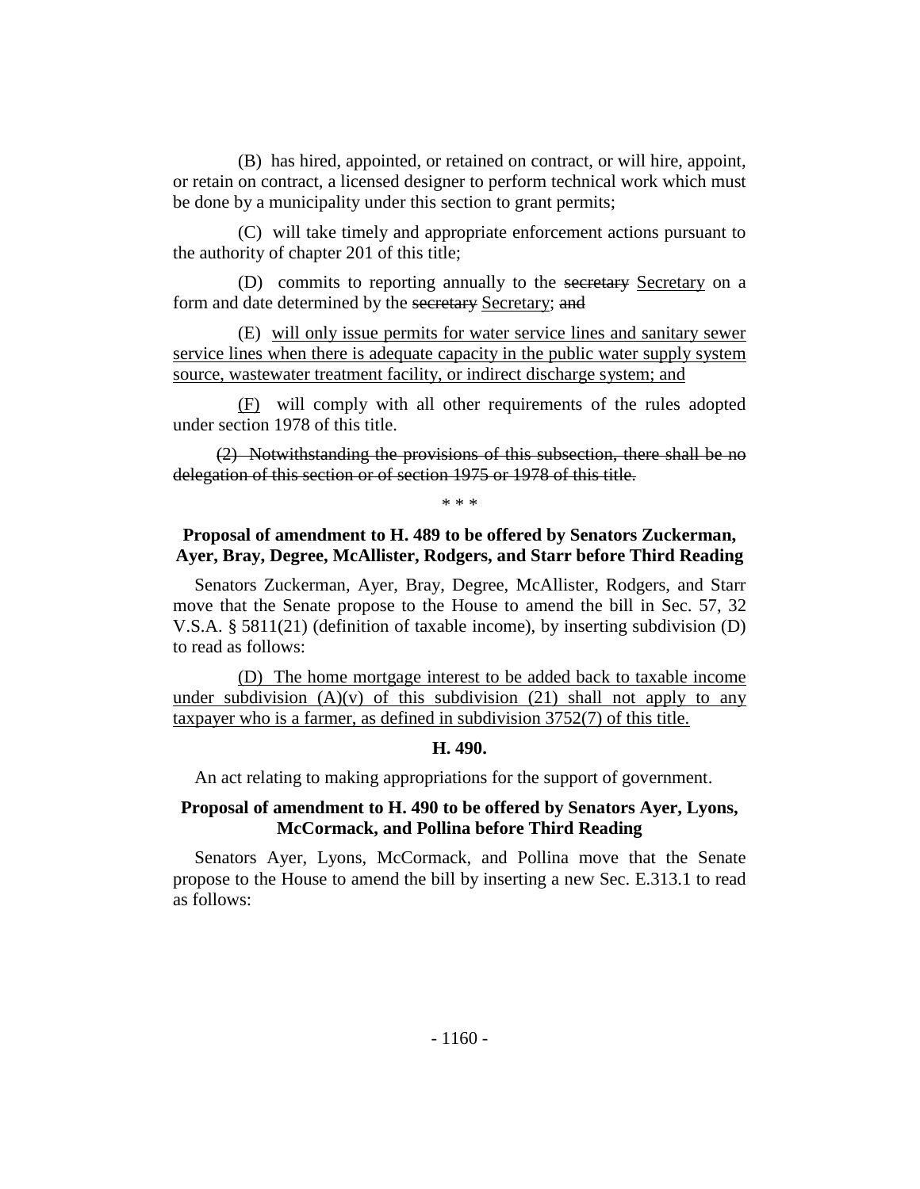(B) has hired, appointed, or retained on contract, or will hire, appoint, or retain on contract, a licensed designer to perform technical work which must be done by a municipality under this section to grant permits;

(C) will take timely and appropriate enforcement actions pursuant to the authority of chapter 201 of this title;

(D) commits to reporting annually to the ~~secretary~~ <u>Secretary</u> on a form and date determined by the ~~secretary~~ <u>Secretary</u>; ~~and~~

(E) <u>will only issue permits for water service lines and sanitary sewer service lines when there is adequate capacity in the public water supply system source, wastewater treatment facility, or indirect discharge system; and</u>

<u>(F)</u> will comply with all other requirements of the rules adopted under section 1978 of this title.

~~(2) Notwithstanding the provisions of this subsection, there shall be no delegation of this section or of section 1975 or 1978 of this title.~~

\* \* \*

**Proposal of amendment to H. 489 to be offered by Senators Zuckerman, Ayer, Bray, Degree, McAllister, Rodgers, and Starr before Third Reading**

Senators Zuckerman, Ayer, Bray, Degree, McAllister, Rodgers, and Starr move that the Senate propose to the House to amend the bill in Sec. 57, 32 V.S.A. § 5811(21) (definition of taxable income), by inserting subdivision (D) to read as follows:

<u>(D) The home mortgage interest to be added back to taxable income under subdivision (A)(v) of this subdivision (21) shall not apply to any taxpayer who is a farmer, as defined in subdivision 3752(7) of this title.</u>

**H. 490.**

An act relating to making appropriations for the support of government.

**Proposal of amendment to H. 490 to be offered by Senators Ayer, Lyons, McCormack, and Pollina before Third Reading**

Senators Ayer, Lyons, McCormack, and Pollina move that the Senate propose to the House to amend the bill by inserting a new Sec. E.313.1 to read as follows: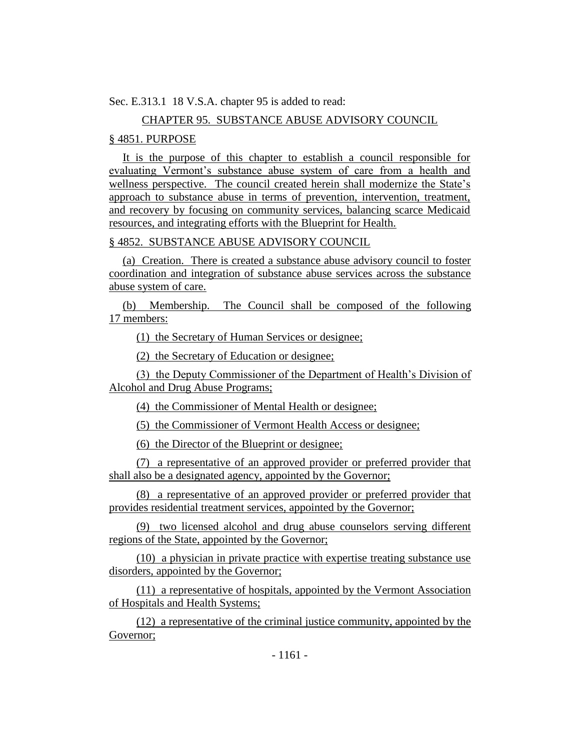Sec. E.313.1 18 V.S.A. chapter 95 is added to read:

CHAPTER 95. SUBSTANCE ABUSE ADVISORY COUNCIL

§ 4851. PURPOSE

It is the purpose of this chapter to establish a council responsible for evaluating Vermont's substance abuse system of care from a health and wellness perspective. The council created herein shall modernize the State's approach to substance abuse in terms of prevention, intervention, treatment, and recovery by focusing on community services, balancing scarce Medicaid resources, and integrating efforts with the Blueprint for Health.

§ 4852. SUBSTANCE ABUSE ADVISORY COUNCIL

(a) Creation. There is created a substance abuse advisory council to foster coordination and integration of substance abuse services across the substance abuse system of care.

(b) Membership. The Council shall be composed of the following 17 members:

(1) the Secretary of Human Services or designee;

(2) the Secretary of Education or designee;

(3) the Deputy Commissioner of the Department of Health's Division of Alcohol and Drug Abuse Programs;

(4) the Commissioner of Mental Health or designee;

(5) the Commissioner of Vermont Health Access or designee;

(6) the Director of the Blueprint or designee;

(7) a representative of an approved provider or preferred provider that shall also be a designated agency, appointed by the Governor;

(8) a representative of an approved provider or preferred provider that provides residential treatment services, appointed by the Governor;

(9) two licensed alcohol and drug abuse counselors serving different regions of the State, appointed by the Governor;

(10) a physician in private practice with expertise treating substance use disorders, appointed by the Governor;

(11) a representative of hospitals, appointed by the Vermont Association of Hospitals and Health Systems;

(12) a representative of the criminal justice community, appointed by the Governor;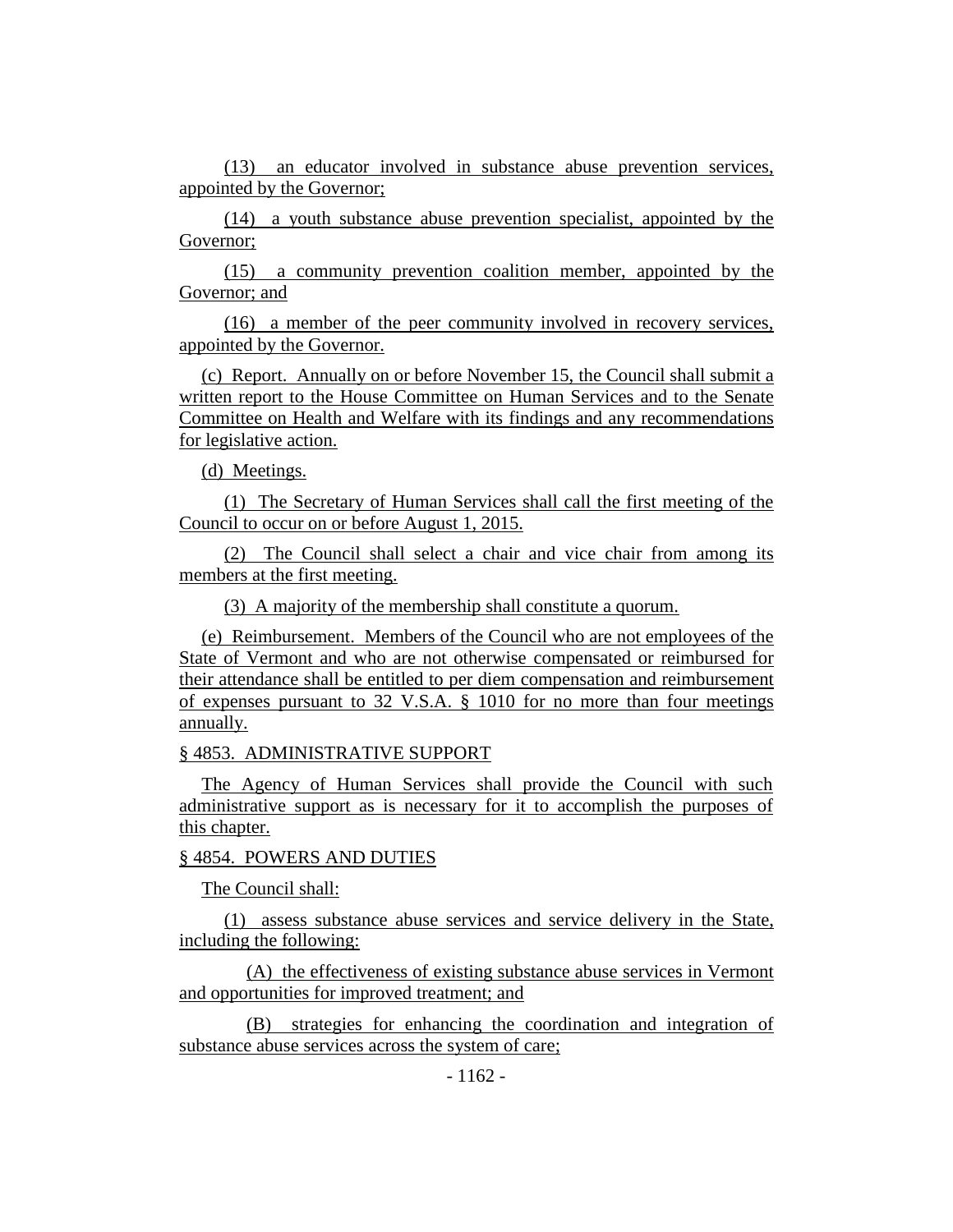(13) an educator involved in substance abuse prevention services, appointed by the Governor;

(14) a youth substance abuse prevention specialist, appointed by the Governor;

(15) a community prevention coalition member, appointed by the Governor; and

(16) a member of the peer community involved in recovery services, appointed by the Governor.

(c) Report. Annually on or before November 15, the Council shall submit a written report to the House Committee on Human Services and to the Senate Committee on Health and Welfare with its findings and any recommendations for legislative action.

(d) Meetings.

(1) The Secretary of Human Services shall call the first meeting of the Council to occur on or before August 1, 2015.

(2) The Council shall select a chair and vice chair from among its members at the first meeting.

(3) A majority of the membership shall constitute a quorum.

(e) Reimbursement. Members of the Council who are not employees of the State of Vermont and who are not otherwise compensated or reimbursed for their attendance shall be entitled to per diem compensation and reimbursement of expenses pursuant to 32 V.S.A. § 1010 for no more than four meetings annually.

§ 4853. ADMINISTRATIVE SUPPORT

The Agency of Human Services shall provide the Council with such administrative support as is necessary for it to accomplish the purposes of this chapter.

§ 4854. POWERS AND DUTIES

The Council shall:

(1) assess substance abuse services and service delivery in the State, including the following:

(A) the effectiveness of existing substance abuse services in Vermont and opportunities for improved treatment; and

(B) strategies for enhancing the coordination and integration of substance abuse services across the system of care;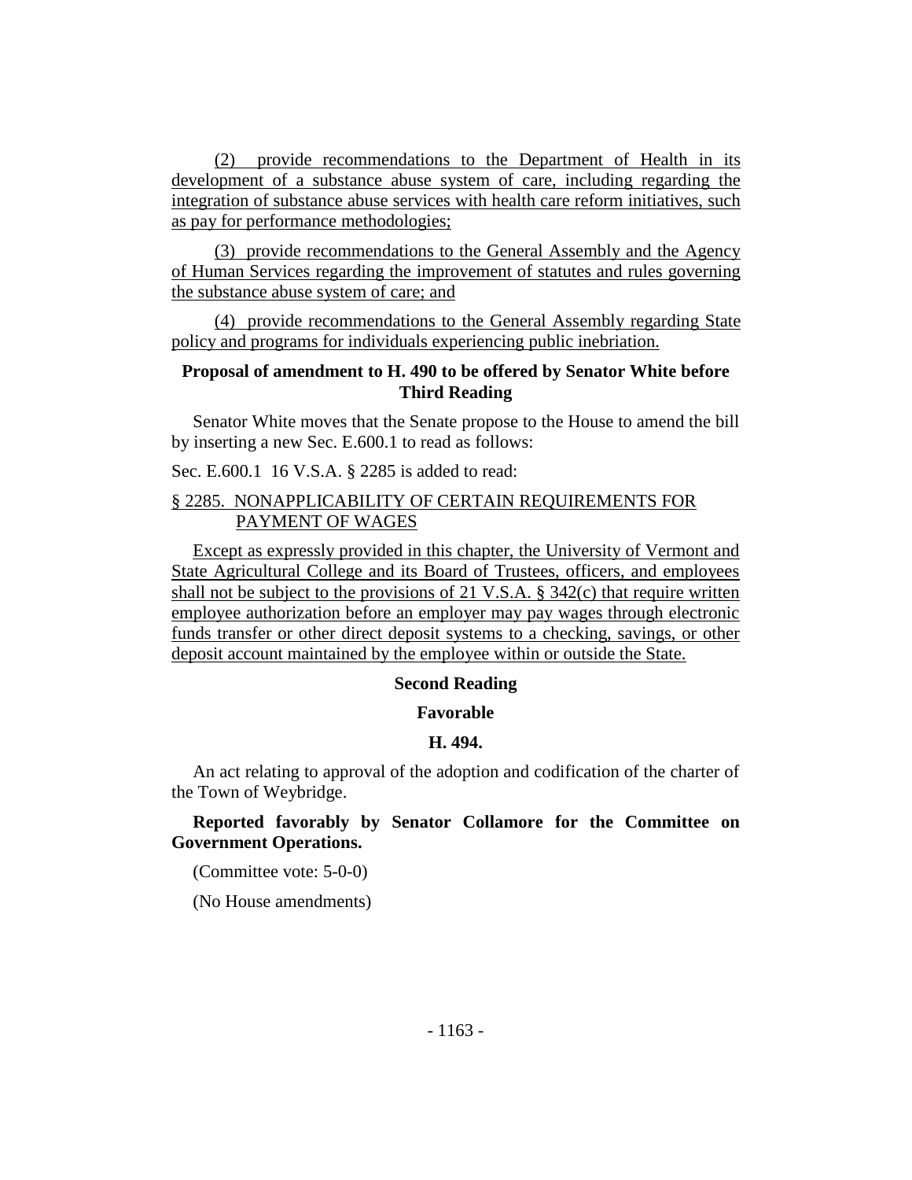(2) provide recommendations to the Department of Health in its development of a substance abuse system of care, including regarding the integration of substance abuse services with health care reform initiatives, such as pay for performance methodologies;

(3) provide recommendations to the General Assembly and the Agency of Human Services regarding the improvement of statutes and rules governing the substance abuse system of care; and

(4) provide recommendations to the General Assembly regarding State policy and programs for individuals experiencing public inebriation.

**Proposal of amendment to H. 490 to be offered by Senator White before Third Reading**

Senator White moves that the Senate propose to the House to amend the bill by inserting a new Sec. E.600.1 to read as follows:

Sec. E.600.1 16 V.S.A. § 2285 is added to read:

§ 2285. NONAPPLICABILITY OF CERTAIN REQUIREMENTS FOR PAYMENT OF WAGES

Except as expressly provided in this chapter, the University of Vermont and State Agricultural College and its Board of Trustees, officers, and employees shall not be subject to the provisions of 21 V.S.A. § 342(c) that require written employee authorization before an employer may pay wages through electronic funds transfer or other direct deposit systems to a checking, savings, or other deposit account maintained by the employee within or outside the State.

**Second Reading**

**Favorable**

**H. 494.**

An act relating to approval of the adoption and codification of the charter of the Town of Weybridge.

**Reported favorably by Senator Collamore for the Committee on Government Operations.**

(Committee vote: 5-0-0)

(No House amendments)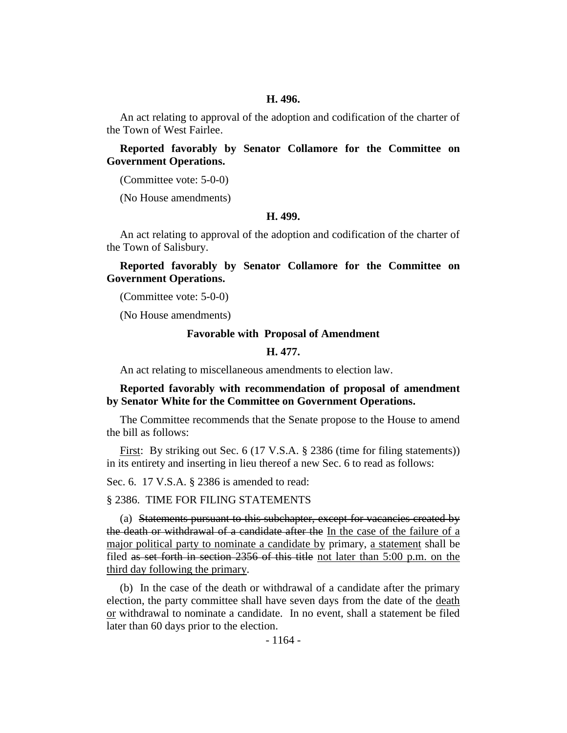**H. 496.**

An act relating to approval of the adoption and codification of the charter of the Town of West Fairlee.

**Reported favorably by Senator Collamore for the Committee on Government Operations.**

(Committee vote: 5-0-0)

(No House amendments)

**H. 499.**

An act relating to approval of the adoption and codification of the charter of the Town of Salisbury.

**Reported favorably by Senator Collamore for the Committee on Government Operations.**

(Committee vote: 5-0-0)

(No House amendments)

**Favorable with Proposal of Amendment**

**H. 477.**

An act relating to miscellaneous amendments to election law.

**Reported favorably with recommendation of proposal of amendment by Senator White for the Committee on Government Operations.**

The Committee recommends that the Senate propose to the House to amend the bill as follows:

<u>First</u>: By striking out Sec. 6 (17 V.S.A. § 2386 (time for filing statements)) in its entirety and inserting in lieu thereof a new Sec. 6 to read as follows:

Sec. 6. 17 V.S.A. § 2386 is amended to read:

§ 2386. TIME FOR FILING STATEMENTS

(a) ~~Statements pursuant to this subchapter, except for vacancies created by the death or withdrawal of a candidate after the~~ <u>In the case of the failure of a major political party to nominate a candidate by</u> primary, <u>a statement</u> shall be filed ~~as set forth in section 2356 of this title~~ <u>not later than 5:00 p.m. on the third day following the primary</u>.

(b) In the case of the death or withdrawal of a candidate after the primary election, the party committee shall have seven days from the date of the <u>death or</u> withdrawal to nominate a candidate. In no event, shall a statement be filed later than 60 days prior to the election.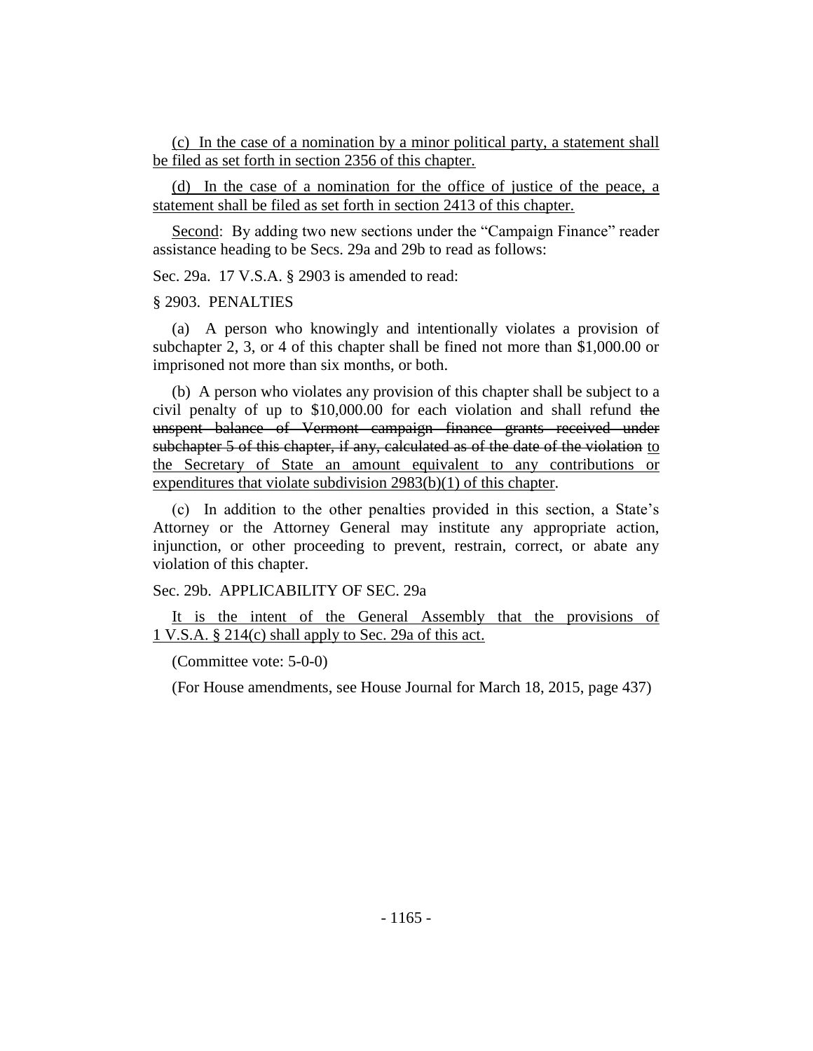(c) In the case of a nomination by a minor political party, a statement shall be filed as set forth in section 2356 of this chapter.

(d) In the case of a nomination for the office of justice of the peace, a statement shall be filed as set forth in section 2413 of this chapter.

Second: By adding two new sections under the "Campaign Finance" reader assistance heading to be Secs. 29a and 29b to read as follows:

Sec. 29a. 17 V.S.A. § 2903 is amended to read:

§ 2903. PENALTIES

(a) A person who knowingly and intentionally violates a provision of subchapter 2, 3, or 4 of this chapter shall be fined not more than $1,000.00 or imprisoned not more than six months, or both.

(b) A person who violates any provision of this chapter shall be subject to a civil penalty of up to $10,000.00 for each violation and shall refund ~~the unspent balance of Vermont campaign finance grants received under subchapter 5 of this chapter, if any, calculated as of the date of the violation~~ to the Secretary of State an amount equivalent to any contributions or expenditures that violate subdivision 2983(b)(1) of this chapter.

(c) In addition to the other penalties provided in this section, a State's Attorney or the Attorney General may institute any appropriate action, injunction, or other proceeding to prevent, restrain, correct, or abate any violation of this chapter.

Sec. 29b. APPLICABILITY OF SEC. 29a

It is the intent of the General Assembly that the provisions of 1 V.S.A. § 214(c) shall apply to Sec. 29a of this act.

(Committee vote: 5-0-0)

(For House amendments, see House Journal for March 18, 2015, page 437)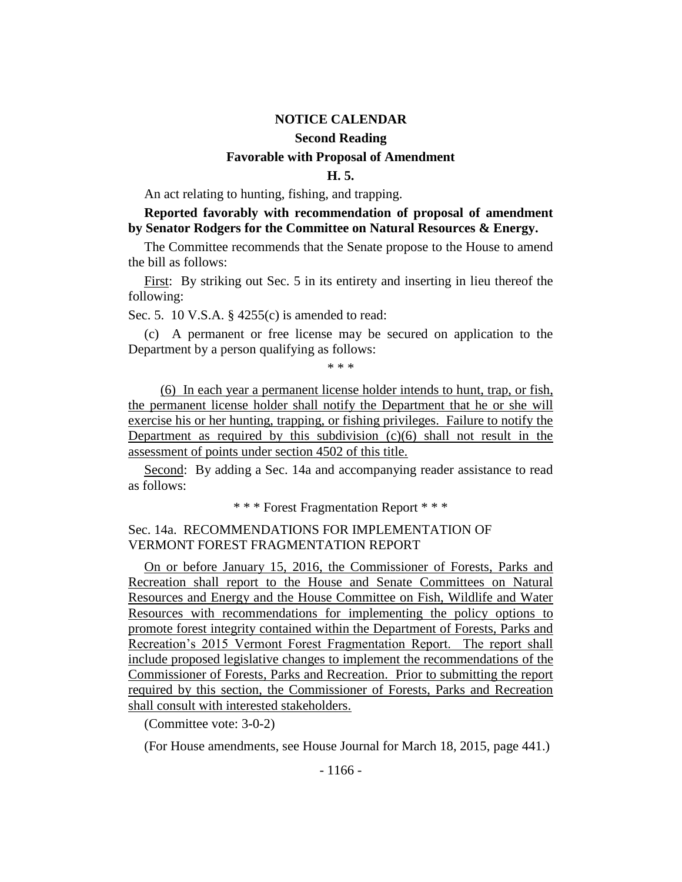**NOTICE CALENDAR**

**Second Reading**

**Favorable with Proposal of Amendment**

**H. 5.**

An act relating to hunting, fishing, and trapping.

**Reported favorably with recommendation of proposal of amendment by Senator Rodgers for the Committee on Natural Resources & Energy.**

The Committee recommends that the Senate propose to the House to amend the bill as follows:

First: By striking out Sec. 5 in its entirety and inserting in lieu thereof the following:

Sec. 5. 10 V.S.A. § 4255(c) is amended to read:

(c) A permanent or free license may be secured on application to the Department by a person qualifying as follows:

\* \* \*

(6) In each year a permanent license holder intends to hunt, trap, or fish, the permanent license holder shall notify the Department that he or she will exercise his or her hunting, trapping, or fishing privileges. Failure to notify the Department as required by this subdivision (c)(6) shall not result in the assessment of points under section 4502 of this title.

Second: By adding a Sec. 14a and accompanying reader assistance to read as follows:

\* \* \* Forest Fragmentation Report \* \* \*

Sec. 14a. RECOMMENDATIONS FOR IMPLEMENTATION OF VERMONT FOREST FRAGMENTATION REPORT

On or before January 15, 2016, the Commissioner of Forests, Parks and Recreation shall report to the House and Senate Committees on Natural Resources and Energy and the House Committee on Fish, Wildlife and Water Resources with recommendations for implementing the policy options to promote forest integrity contained within the Department of Forests, Parks and Recreation's 2015 Vermont Forest Fragmentation Report. The report shall include proposed legislative changes to implement the recommendations of the Commissioner of Forests, Parks and Recreation. Prior to submitting the report required by this section, the Commissioner of Forests, Parks and Recreation shall consult with interested stakeholders.

(Committee vote: 3-0-2)

(For House amendments, see House Journal for March 18, 2015, page 441.)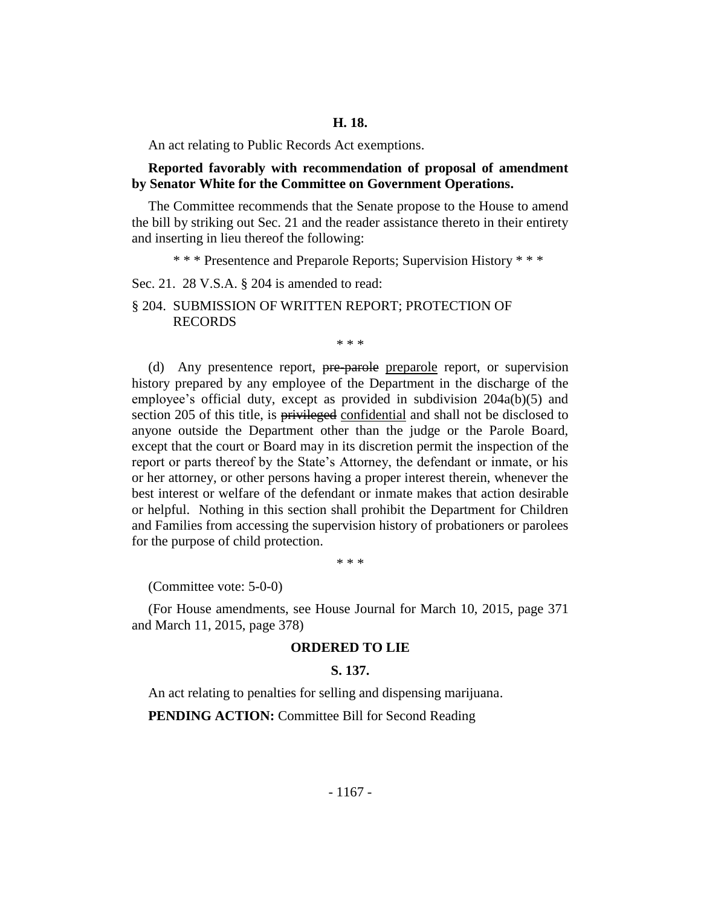**H. 18.**

An act relating to Public Records Act exemptions.

**Reported favorably with recommendation of proposal of amendment by Senator White for the Committee on Government Operations.**

The Committee recommends that the Senate propose to the House to amend the bill by striking out Sec. 21 and the reader assistance thereto in their entirety and inserting in lieu thereof the following:

\* \* \* Presentence and Preparole Reports; Supervision History \* \* \*

Sec. 21. 28 V.S.A. § 204 is amended to read:

§ 204. SUBMISSION OF WRITTEN REPORT; PROTECTION OF RECORDS

\* \* \*

(d) Any presentence report, ~~pre-parole~~ <u>preparole</u> report, or supervision history prepared by any employee of the Department in the discharge of the employee's official duty, except as provided in subdivision 204a(b)(5) and section 205 of this title, is ~~privileged~~ <u>confidential</u> and shall not be disclosed to anyone outside the Department other than the judge or the Parole Board, except that the court or Board may in its discretion permit the inspection of the report or parts thereof by the State's Attorney, the defendant or inmate, or his or her attorney, or other persons having a proper interest therein, whenever the best interest or welfare of the defendant or inmate makes that action desirable or helpful. Nothing in this section shall prohibit the Department for Children and Families from accessing the supervision history of probationers or parolees for the purpose of child protection.

\* \* \*

(Committee vote: 5-0-0)

(For House amendments, see House Journal for March 10, 2015, page 371 and March 11, 2015, page 378)

**ORDERED TO LIE**

**S. 137.**

An act relating to penalties for selling and dispensing marijuana.

**PENDING ACTION:** Committee Bill for Second Reading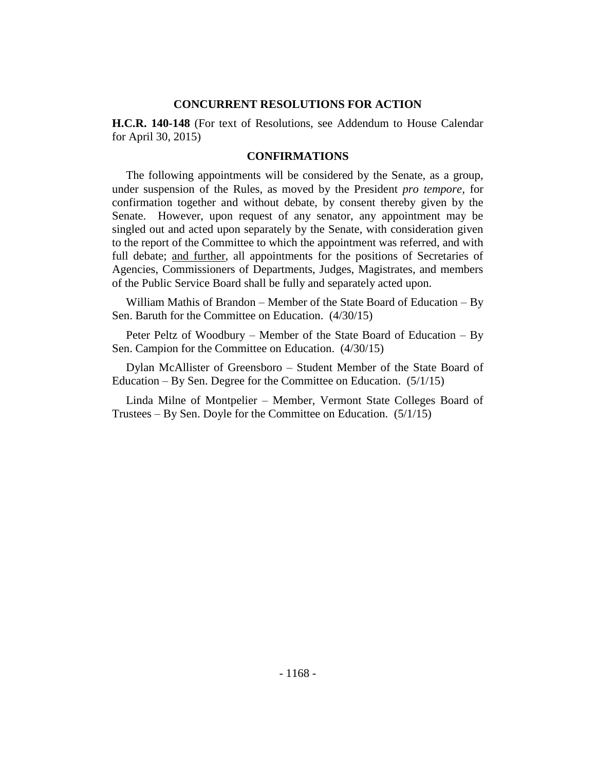## CONCURRENT RESOLUTIONS FOR ACTION

**H.C.R. 140-148** (For text of Resolutions, see Addendum to House Calendar for April 30, 2015)

## CONFIRMATIONS

The following appointments will be considered by the Senate, as a group, under suspension of the Rules, as moved by the President *pro tempore*, for confirmation together and without debate, by consent thereby given by the Senate. However, upon request of any senator, any appointment may be singled out and acted upon separately by the Senate, with consideration given to the report of the Committee to which the appointment was referred, and with full debate; and further, all appointments for the positions of Secretaries of Agencies, Commissioners of Departments, Judges, Magistrates, and members of the Public Service Board shall be fully and separately acted upon.

William Mathis of Brandon – Member of the State Board of Education – By Sen. Baruth for the Committee on Education. (4/30/15)

Peter Peltz of Woodbury – Member of the State Board of Education – By Sen. Campion for the Committee on Education. (4/30/15)

Dylan McAllister of Greensboro – Student Member of the State Board of Education – By Sen. Degree for the Committee on Education. (5/1/15)

Linda Milne of Montpelier – Member, Vermont State Colleges Board of Trustees – By Sen. Doyle for the Committee on Education. (5/1/15)